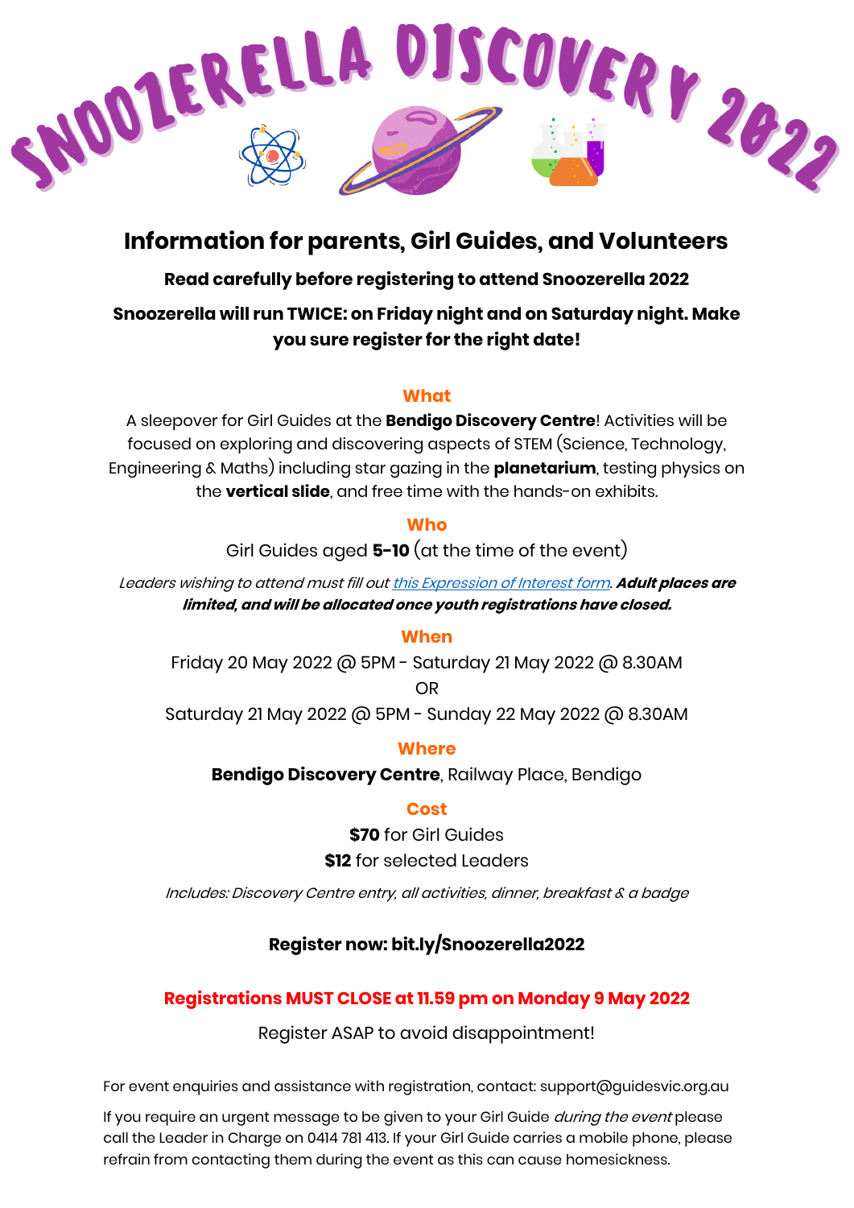# SNOOZERELLA DISCOVERY 2022

## Information for parents, Girl Guides, and Volunteers

**Read carefully before registering to attend Snoozerella 2022**

**Snoozerella will run TWICE: on Friday night and on Saturday night. Make you sure register for the right date!**

### What

A sleepover for Girl Guides at the **Bendigo Discovery Centre**! Activities will be focused on exploring and discovering aspects of STEM (Science, Technology, Engineering & Maths) including star gazing in the **planetarium**, testing physics on the **vertical slide**, and free time with the hands-on exhibits.

### Who

Girl Guides aged **5-10** (at the time of the event)

*Leaders wishing to attend must fill out this Expression of Interest form.* ***Adult places are limited, and will be allocated once youth registrations have closed.***

### When

Friday 20 May 2022 @ 5PM - Saturday 21 May 2022 @ 8.30AM

OR

Saturday 21 May 2022 @ 5PM - Sunday 22 May 2022 @ 8.30AM

### Where

**Bendigo Discovery Centre**, Railway Place, Bendigo

### Cost

**$70** for Girl Guides

**$12** for selected Leaders

*Includes: Discovery Centre entry, all activities, dinner, breakfast & a badge*

**Register now: bit.ly/Snoozerella2022**

**Registrations MUST CLOSE at 11.59 pm on Monday 9 May 2022**

Register ASAP to avoid disappointment!

For event enquiries and assistance with registration, contact: support@guidesvic.org.au

If you require an urgent message to be given to your Girl Guide *during the event* please call the Leader in Charge on 0414 781 413. If your Girl Guide carries a mobile phone, please refrain from contacting them during the event as this can cause homesickness.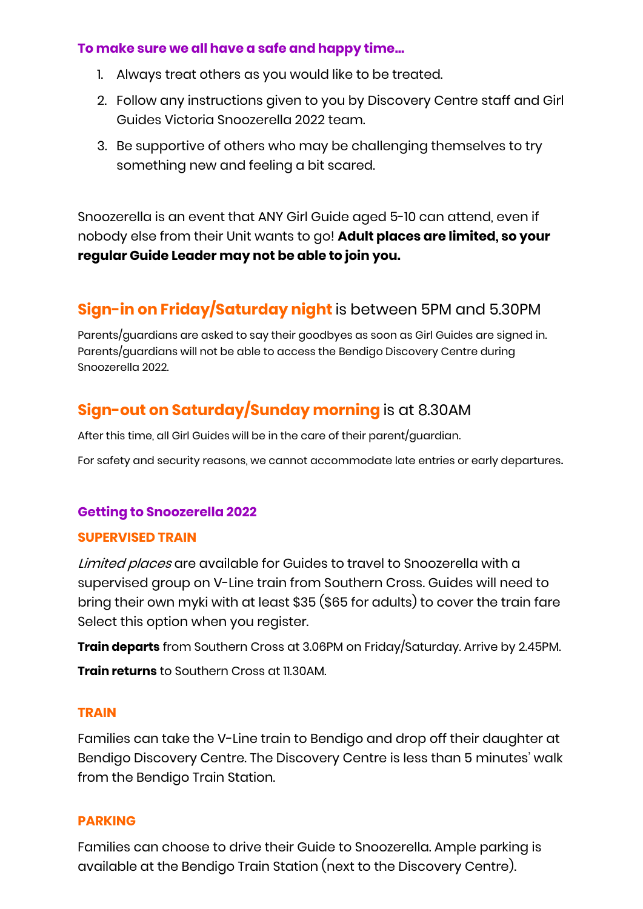**To make sure we all have a safe and happy time...**

1. Always treat others as you would like to be treated.
2. Follow any instructions given to you by Discovery Centre staff and Girl Guides Victoria Snoozerella 2022 team.
3. Be supportive of others who may be challenging themselves to try something new and feeling a bit scared.

Snoozerella is an event that ANY Girl Guide aged 5-10 can attend, even if nobody else from their Unit wants to go! **Adult places are limited, so your regular Guide Leader may not be able to join you.**

## **Sign-in on Friday/Saturday night** is between 5PM and 5.30PM

Parents/guardians are asked to say their goodbyes as soon as Girl Guides are signed in. Parents/guardians will not be able to access the Bendigo Discovery Centre during Snoozerella 2022.

## **Sign-out on Saturday/Sunday morning** is at 8.30AM

After this time, all Girl Guides will be in the care of their parent/guardian.

For safety and security reasons, we cannot accommodate late entries or early departures.

### Getting to Snoozerella 2022

#### SUPERVISED TRAIN

*Limited places* are available for Guides to travel to Snoozerella with a supervised group on V-Line train from Southern Cross. Guides will need to bring their own myki with at least $35 ($65 for adults) to cover the train fare Select this option when you register.

**Train departs** from Southern Cross at 3.06PM on Friday/Saturday. Arrive by 2.45PM.

**Train returns** to Southern Cross at 11.30AM.

#### TRAIN

Families can take the V-Line train to Bendigo and drop off their daughter at Bendigo Discovery Centre. The Discovery Centre is less than 5 minutes' walk from the Bendigo Train Station.

#### PARKING

Families can choose to drive their Guide to Snoozerella. Ample parking is available at the Bendigo Train Station (next to the Discovery Centre).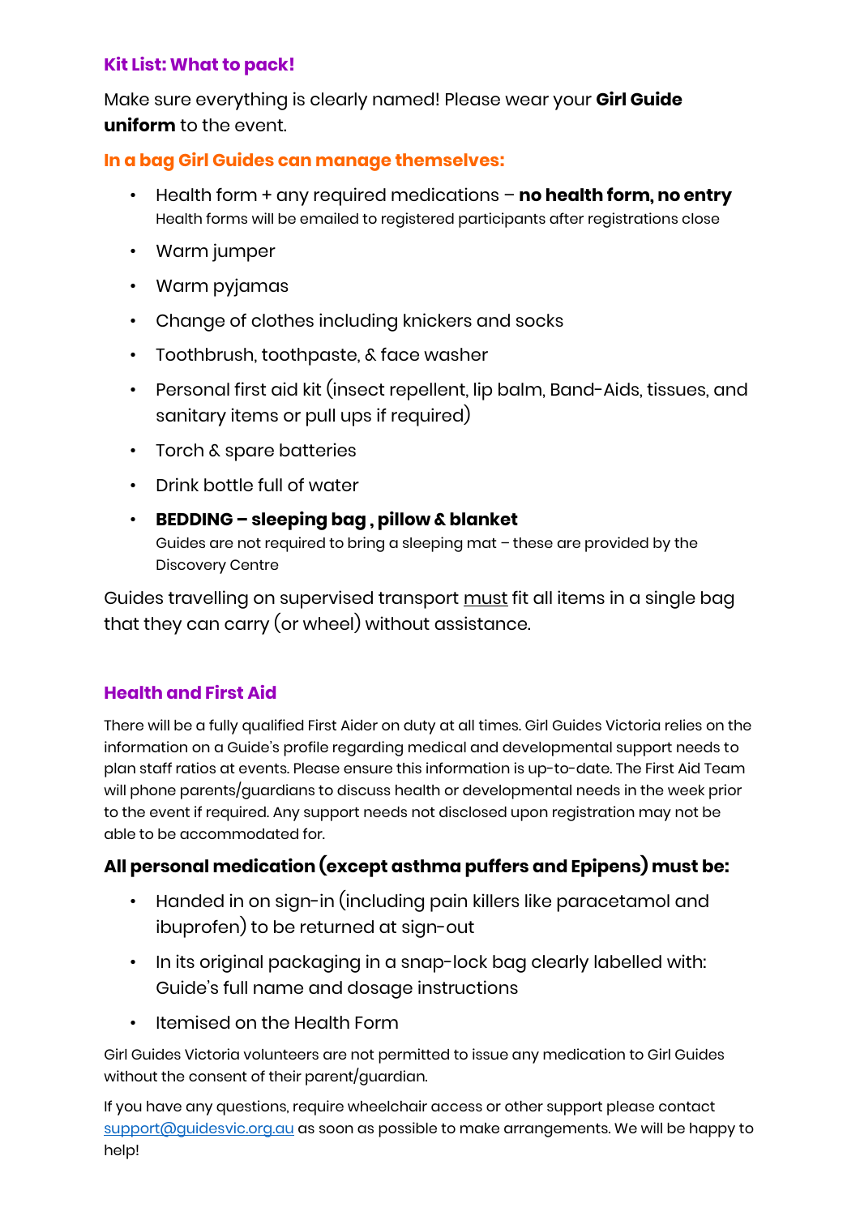## Kit List: What to pack!

Make sure everything is clearly named! Please wear your **Girl Guide uniform** to the event.

### In a bag Girl Guides can manage themselves:

- Health form + any required medications – **no health form, no entry**
  Health forms will be emailed to registered participants after registrations close
- Warm jumper
- Warm pyjamas
- Change of clothes including knickers and socks
- Toothbrush, toothpaste, & face washer
- Personal first aid kit (insect repellent, lip balm, Band-Aids, tissues, and sanitary items or pull ups if required)
- Torch & spare batteries
- Drink bottle full of water
- **BEDDING – sleeping bag , pillow & blanket**
  Guides are not required to bring a sleeping mat – these are provided by the Discovery Centre

Guides travelling on supervised transport <u>must</u> fit all items in a single bag that they can carry (or wheel) without assistance.

## Health and First Aid

There will be a fully qualified First Aider on duty at all times. Girl Guides Victoria relies on the information on a Guide's profile regarding medical and developmental support needs to plan staff ratios at events. Please ensure this information is up-to-date. The First Aid Team will phone parents/guardians to discuss health or developmental needs in the week prior to the event if required. Any support needs not disclosed upon registration may not be able to be accommodated for.

### All personal medication (except asthma puffers and Epipens) must be:

- Handed in on sign-in (including pain killers like paracetamol and ibuprofen) to be returned at sign-out
- In its original packaging in a snap-lock bag clearly labelled with: Guide's full name and dosage instructions
- Itemised on the Health Form

Girl Guides Victoria volunteers are not permitted to issue any medication to Girl Guides without the consent of their parent/guardian.

If you have any questions, require wheelchair access or other support please contact support@guidesvic.org.au as soon as possible to make arrangements. We will be happy to help!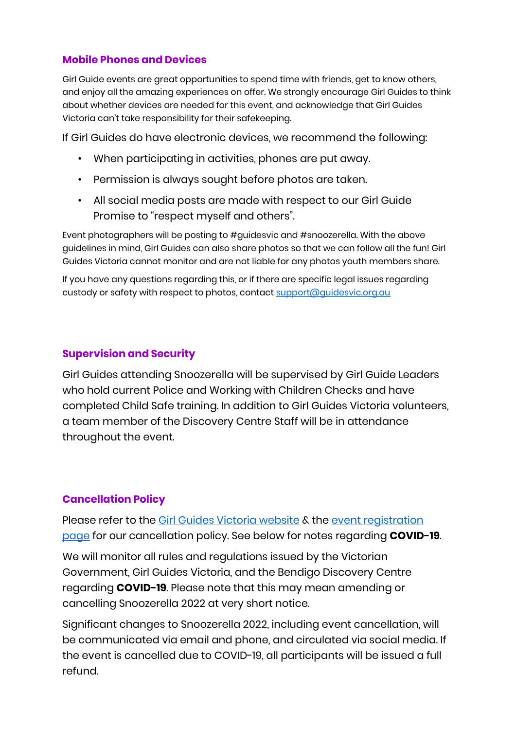### Mobile Phones and Devices

Girl Guide events are great opportunities to spend time with friends, get to know others, and enjoy all the amazing experiences on offer. We strongly encourage Girl Guides to think about whether devices are needed for this event, and acknowledge that Girl Guides Victoria can't take responsibility for their safekeeping.

If Girl Guides do have electronic devices, we recommend the following:

- When participating in activities, phones are put away.
- Permission is always sought before photos are taken.
- All social media posts are made with respect to our Girl Guide Promise to "respect myself and others".

Event photographers will be posting to #guidesvic and #snoozerella. With the above guidelines in mind, Girl Guides can also share photos so that we can follow all the fun! Girl Guides Victoria cannot monitor and are not liable for any photos youth members share.

If you have any questions regarding this, or if there are specific legal issues regarding custody or safety with respect to photos, contact support@guidesvic.org.au

### Supervision and Security

Girl Guides attending Snoozerella will be supervised by Girl Guide Leaders who hold current Police and Working with Children Checks and have completed Child Safe training. In addition to Girl Guides Victoria volunteers, a team member of the Discovery Centre Staff will be in attendance throughout the event.

### Cancellation Policy

Please refer to the Girl Guides Victoria website & the event registration page for our cancellation policy. See below for notes regarding **COVID-19**.

We will monitor all rules and regulations issued by the Victorian Government, Girl Guides Victoria, and the Bendigo Discovery Centre regarding **COVID-19**. Please note that this may mean amending or cancelling Snoozerella 2022 at very short notice.

Significant changes to Snoozerella 2022, including event cancellation, will be communicated via email and phone, and circulated via social media. If the event is cancelled due to COVID-19, all participants will be issued a full refund.